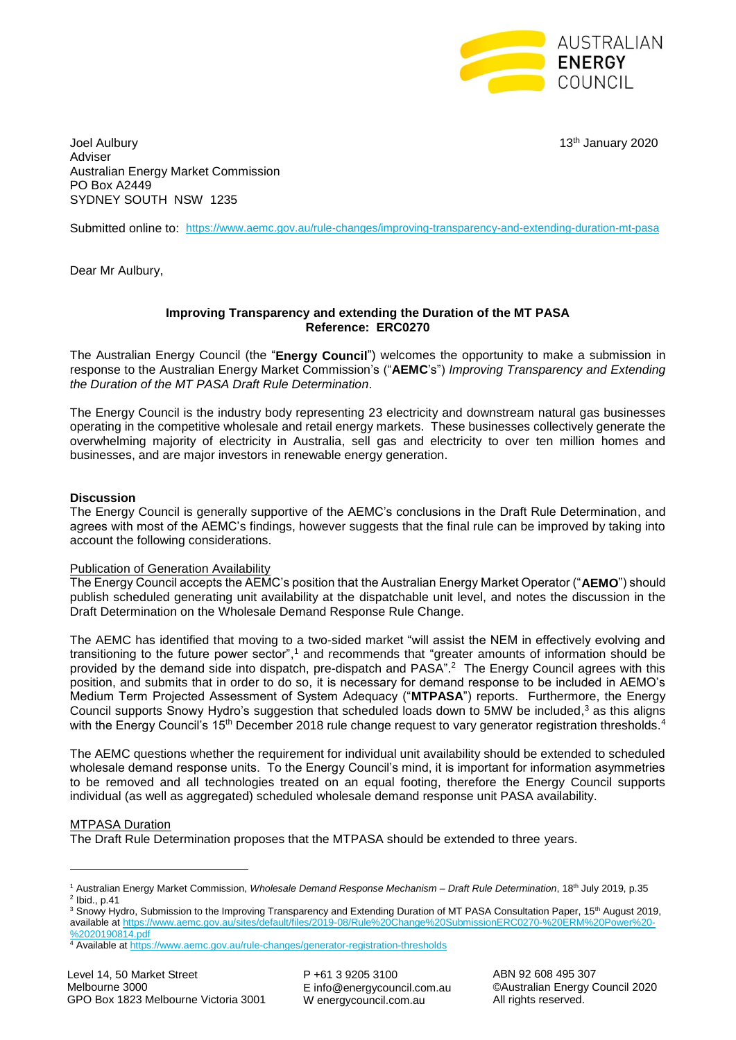AUSTRALIAN **ENERGY** COUNCIL

Joel Aulbury
Adviser
Australian Energy Market Commission
PO Box A2449
SYDNEY SOUTH NSW 1235

13th January 2020

Submitted online to: https://www.aemc.gov.au/rule-changes/improving-transparency-and-extending-duration-mt-pasa

Dear Mr Aulbury,

**Improving Transparency and extending the Duration of the MT PASA**
**Reference: ERC0270**

The Australian Energy Council (the "**Energy Council**") welcomes the opportunity to make a submission in response to the Australian Energy Market Commission's ("**AEMC**'s") *Improving Transparency and Extending the Duration of the MT PASA Draft Rule Determination*.

The Energy Council is the industry body representing 23 electricity and downstream natural gas businesses operating in the competitive wholesale and retail energy markets. These businesses collectively generate the overwhelming majority of electricity in Australia, sell gas and electricity to over ten million homes and businesses, and are major investors in renewable energy generation.

**Discussion**

The Energy Council is generally supportive of the AEMC's conclusions in the Draft Rule Determination, and agrees with most of the AEMC's findings, however suggests that the final rule can be improved by taking into account the following considerations.

Publication of Generation Availability

The Energy Council accepts the AEMC's position that the Australian Energy Market Operator ("**AEMO**") should publish scheduled generating unit availability at the dispatchable unit level, and notes the discussion in the Draft Determination on the Wholesale Demand Response Rule Change.

The AEMC has identified that moving to a two-sided market "will assist the NEM in effectively evolving and transitioning to the future power sector",[1] and recommends that "greater amounts of information should be provided by the demand side into dispatch, pre-dispatch and PASA".[2] The Energy Council agrees with this position, and submits that in order to do so, it is necessary for demand response to be included in AEMO's Medium Term Projected Assessment of System Adequacy ("**MTPASA**") reports. Furthermore, the Energy Council supports Snowy Hydro's suggestion that scheduled loads down to 5MW be included,[3] as this aligns with the Energy Council's 15th December 2018 rule change request to vary generator registration thresholds.[4]

The AEMC questions whether the requirement for individual unit availability should be extended to scheduled wholesale demand response units. To the Energy Council's mind, it is important for information asymmetries to be removed and all technologies treated on an equal footing, therefore the Energy Council supports individual (as well as aggregated) scheduled wholesale demand response unit PASA availability.

MTPASA Duration

The Draft Rule Determination proposes that the MTPASA should be extended to three years.

---

[1] Australian Energy Market Commission, *Wholesale Demand Response Mechanism – Draft Rule Determination*, 18th July 2019, p.35

[2] Ibid., p.41

[3] Snowy Hydro, Submission to the Improving Transparency and Extending Duration of MT PASA Consultation Paper, 15th August 2019, available at https://www.aemc.gov.au/sites/default/files/2019-08/Rule%20Change%20SubmissionERC0270-%20ERM%20Power%20-%2020190814.pdf

[4] Available at https://www.aemc.gov.au/rule-changes/generator-registration-thresholds

Level 14, 50 Market Street
Melbourne 3000
GPO Box 1823 Melbourne Victoria 3001

P +61 3 9205 3100
E info@energycouncil.com.au
W energycouncil.com.au

ABN 92 608 495 307
©Australian Energy Council 2020
All rights reserved.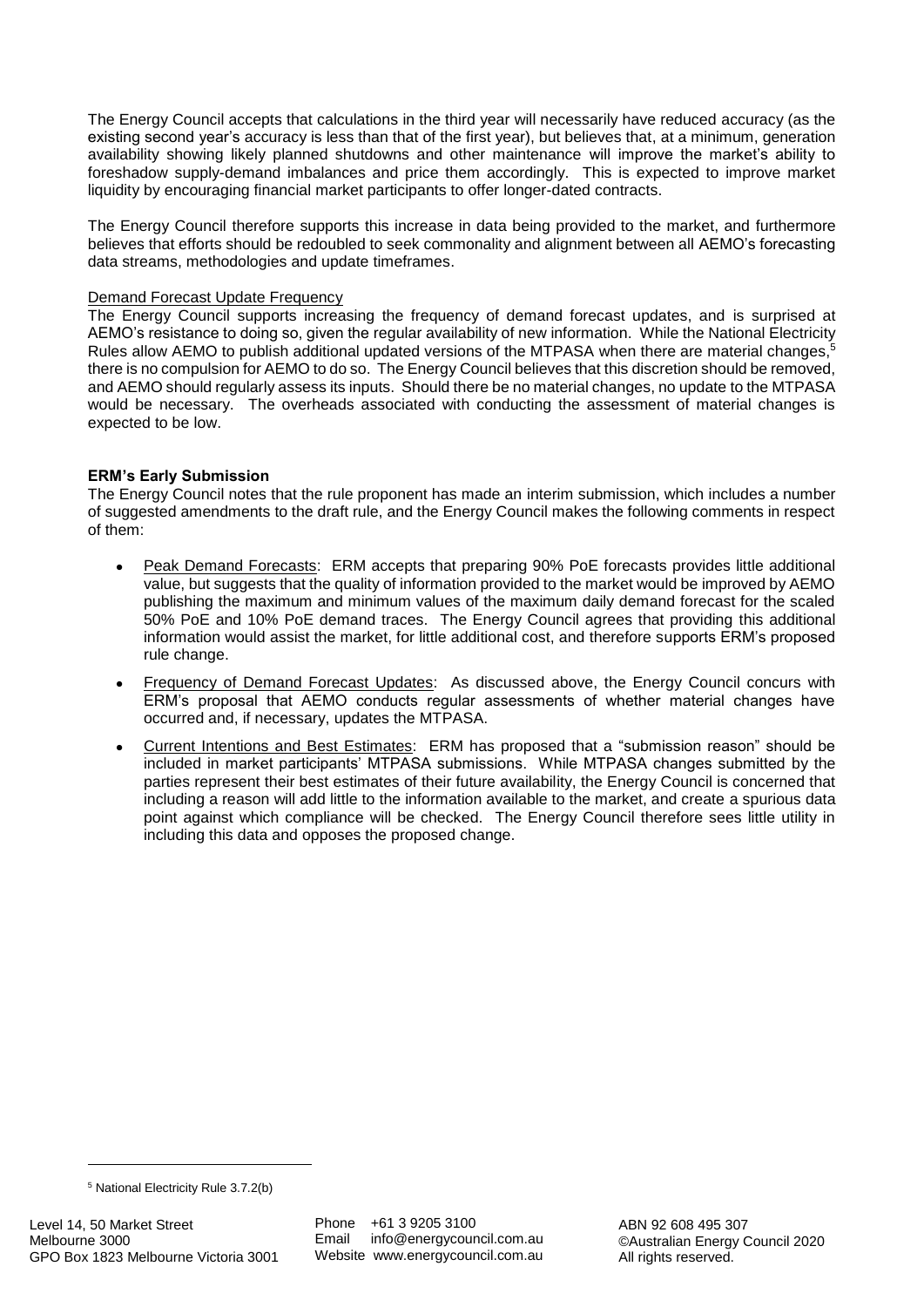The Energy Council accepts that calculations in the third year will necessarily have reduced accuracy (as the existing second year's accuracy is less than that of the first year), but believes that, at a minimum, generation availability showing likely planned shutdowns and other maintenance will improve the market's ability to foreshadow supply-demand imbalances and price them accordingly. This is expected to improve market liquidity by encouraging financial market participants to offer longer-dated contracts.

The Energy Council therefore supports this increase in data being provided to the market, and furthermore believes that efforts should be redoubled to seek commonality and alignment between all AEMO's forecasting data streams, methodologies and update timeframes.

Demand Forecast Update Frequency

The Energy Council supports increasing the frequency of demand forecast updates, and is surprised at AEMO's resistance to doing so, given the regular availability of new information. While the National Electricity Rules allow AEMO to publish additional updated versions of the MTPASA when there are material changes,[5] there is no compulsion for AEMO to do so. The Energy Council believes that this discretion should be removed, and AEMO should regularly assess its inputs. Should there be no material changes, no update to the MTPASA would be necessary. The overheads associated with conducting the assessment of material changes is expected to be low.

**ERM's Early Submission**

The Energy Council notes that the rule proponent has made an interim submission, which includes a number of suggested amendments to the draft rule, and the Energy Council makes the following comments in respect of them:

- Peak Demand Forecasts: ERM accepts that preparing 90% PoE forecasts provides little additional value, but suggests that the quality of information provided to the market would be improved by AEMO publishing the maximum and minimum values of the maximum daily demand forecast for the scaled 50% PoE and 10% PoE demand traces. The Energy Council agrees that providing this additional information would assist the market, for little additional cost, and therefore supports ERM's proposed rule change.
- Frequency of Demand Forecast Updates: As discussed above, the Energy Council concurs with ERM's proposal that AEMO conducts regular assessments of whether material changes have occurred and, if necessary, updates the MTPASA.
- Current Intentions and Best Estimates: ERM has proposed that a "submission reason" should be included in market participants' MTPASA submissions. While MTPASA changes submitted by the parties represent their best estimates of their future availability, the Energy Council is concerned that including a reason will add little to the information available to the market, and create a spurious data point against which compliance will be checked. The Energy Council therefore sees little utility in including this data and opposes the proposed change.

[5] National Electricity Rule 3.7.2(b)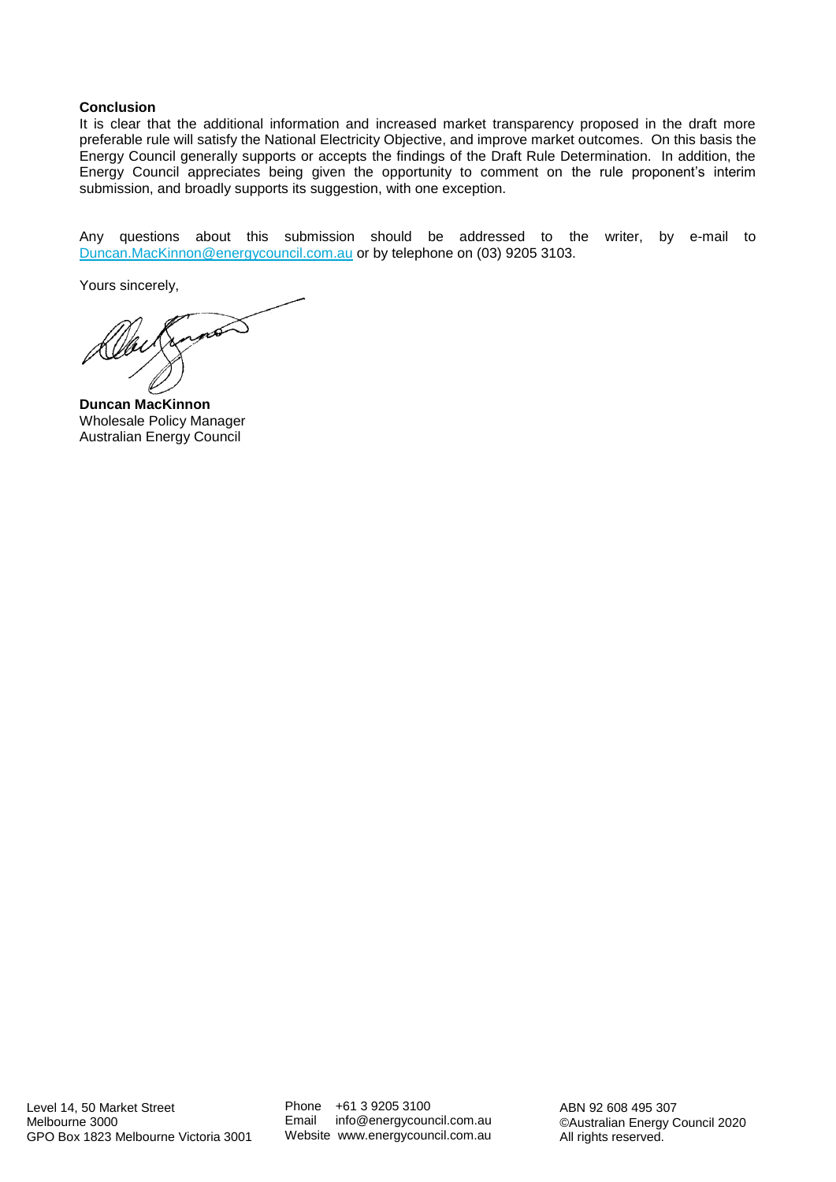**Conclusion**

It is clear that the additional information and increased market transparency proposed in the draft more preferable rule will satisfy the National Electricity Objective, and improve market outcomes. On this basis the Energy Council generally supports or accepts the findings of the Draft Rule Determination. In addition, the Energy Council appreciates being given the opportunity to comment on the rule proponent's interim submission, and broadly supports its suggestion, with one exception.

Any questions about this submission should be addressed to the writer, by e-mail to Duncan.MacKinnon@energycouncil.com.au or by telephone on (03) 9205 3103.

Yours sincerely,

**Duncan MacKinnon**
Wholesale Policy Manager
Australian Energy Council

Level 14, 50 Market Street
Melbourne 3000
GPO Box 1823 Melbourne Victoria 3001

Phone +61 3 9205 3100
Email info@energycouncil.com.au
Website www.energycouncil.com.au

ABN 92 608 495 307
©Australian Energy Council 2020
All rights reserved.